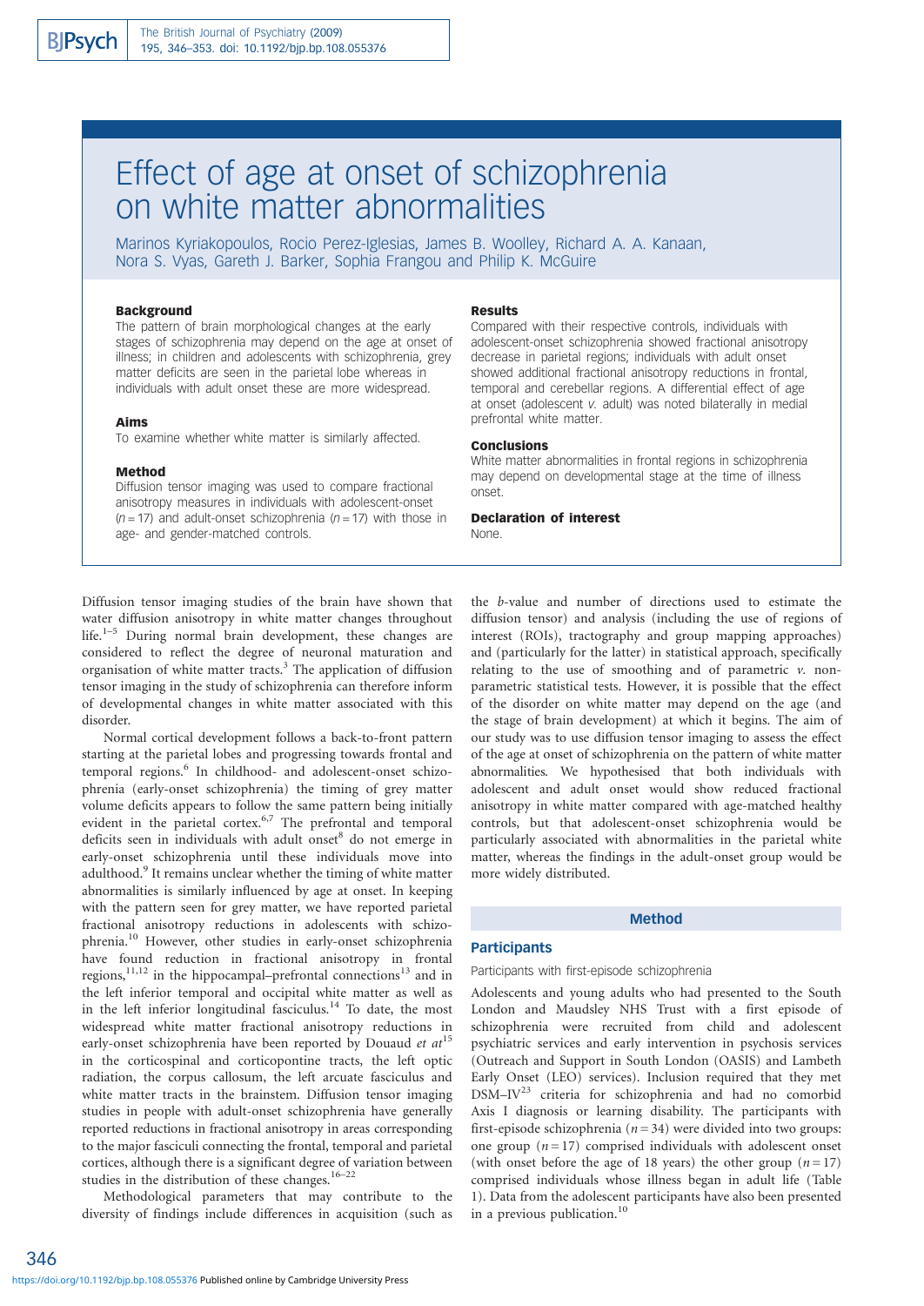# Effect of age at onset of schizophrenia on white matter abnormalities

Marinos Kyriakopoulos, Rocio Perez-Iglesias, James B. Woolley, Richard A. A. Kanaan, Nora S. Vyas, Gareth J. Barker, Sophia Frangou and Philip K. McGuire

### Background

The pattern of brain morphological changes at the early stages of schizophrenia may depend on the age at onset of illness; in children and adolescents with schizophrenia, grey matter deficits are seen in the parietal lobe whereas in individuals with adult onset these are more widespread.

### Aims

To examine whether white matter is similarly affected.

### Method

Diffusion tensor imaging was used to compare fractional anisotropy measures in individuals with adolescent-onset ($n = 17$) and adult-onset schizophrenia ($n = 17$) with those in age- and gender-matched controls.

### Results

Compared with their respective controls, individuals with adolescent-onset schizophrenia showed fractional anisotropy decrease in parietal regions; individuals with adult onset showed additional fractional anisotropy reductions in frontal, temporal and cerebellar regions. A differential effect of age at onset (adolescent *v.* adult) was noted bilaterally in medial prefrontal white matter.

### Conclusions

White matter abnormalities in frontal regions in schizophrenia may depend on developmental stage at the time of illness onset.

### Declaration of interest

None.

Diffusion tensor imaging studies of the brain have shown that water diffusion anisotropy in white matter changes throughout life.[1–5] During normal brain development, these changes are considered to reflect the degree of neuronal maturation and organisation of white matter tracts.[3] The application of diffusion tensor imaging in the study of schizophrenia can therefore inform of developmental changes in white matter associated with this disorder.

Normal cortical development follows a back-to-front pattern starting at the parietal lobes and progressing towards frontal and temporal regions.[6] In childhood- and adolescent-onset schizophrenia (early-onset schizophrenia) the timing of grey matter volume deficits appears to follow the same pattern being initially evident in the parietal cortex.[6,7] The prefrontal and temporal deficits seen in individuals with adult onset[8] do not emerge in early-onset schizophrenia until these individuals move into adulthood.[9] It remains unclear whether the timing of white matter abnormalities is similarly influenced by age at onset. In keeping with the pattern seen for grey matter, we have reported parietal fractional anisotropy reductions in adolescents with schizophrenia.[10] However, other studies in early-onset schizophrenia have found reduction in fractional anisotropy in frontal regions,[11,12] in the hippocampal–prefrontal connections[13] and in the left inferior temporal and occipital white matter as well as in the left inferior longitudinal fasciculus.[14] To date, the most widespread white matter fractional anisotropy reductions in early-onset schizophrenia have been reported by Douaud *et al*[15] in the corticospinal and corticopontine tracts, the left optic radiation, the corpus callosum, the left arcuate fasciculus and white matter tracts in the brainstem. Diffusion tensor imaging studies in people with adult-onset schizophrenia have generally reported reductions in fractional anisotropy in areas corresponding to the major fasciculi connecting the frontal, temporal and parietal cortices, although there is a significant degree of variation between studies in the distribution of these changes.[16–22]

Methodological parameters that may contribute to the diversity of findings include differences in acquisition (such as the *b*-value and number of directions used to estimate the diffusion tensor) and analysis (including the use of regions of interest (ROIs), tractography and group mapping approaches) and (particularly for the latter) in statistical approach, specifically relating to the use of smoothing and of parametric *v.* non-parametric statistical tests. However, it is possible that the effect of the disorder on white matter may depend on the age (and the stage of brain development) at which it begins. The aim of our study was to use diffusion tensor imaging to assess the effect of the age at onset of schizophrenia on the pattern of white matter abnormalities. We hypothesised that both individuals with adolescent and adult onset would show reduced fractional anisotropy in white matter compared with age-matched healthy controls, but that adolescent-onset schizophrenia would be particularly associated with abnormalities in the parietal white matter, whereas the findings in the adult-onset group would be more widely distributed.

## Method

### Participants

#### Participants with first-episode schizophrenia

Adolescents and young adults who had presented to the South London and Maudsley NHS Trust with a first episode of schizophrenia were recruited from child and adolescent psychiatric services and early intervention in psychosis services (Outreach and Support in South London (OASIS) and Lambeth Early Onset (LEO) services). Inclusion required that they met DSM–IV[23] criteria for schizophrenia and had no comorbid Axis I diagnosis or learning disability. The participants with first-episode schizophrenia ($n = 34$) were divided into two groups: one group ($n = 17$) comprised individuals with adolescent onset (with onset before the age of 18 years) the other group ($n = 17$) comprised individuals whose illness began in adult life (Table 1). Data from the adolescent participants have also been presented in a previous publication.[10]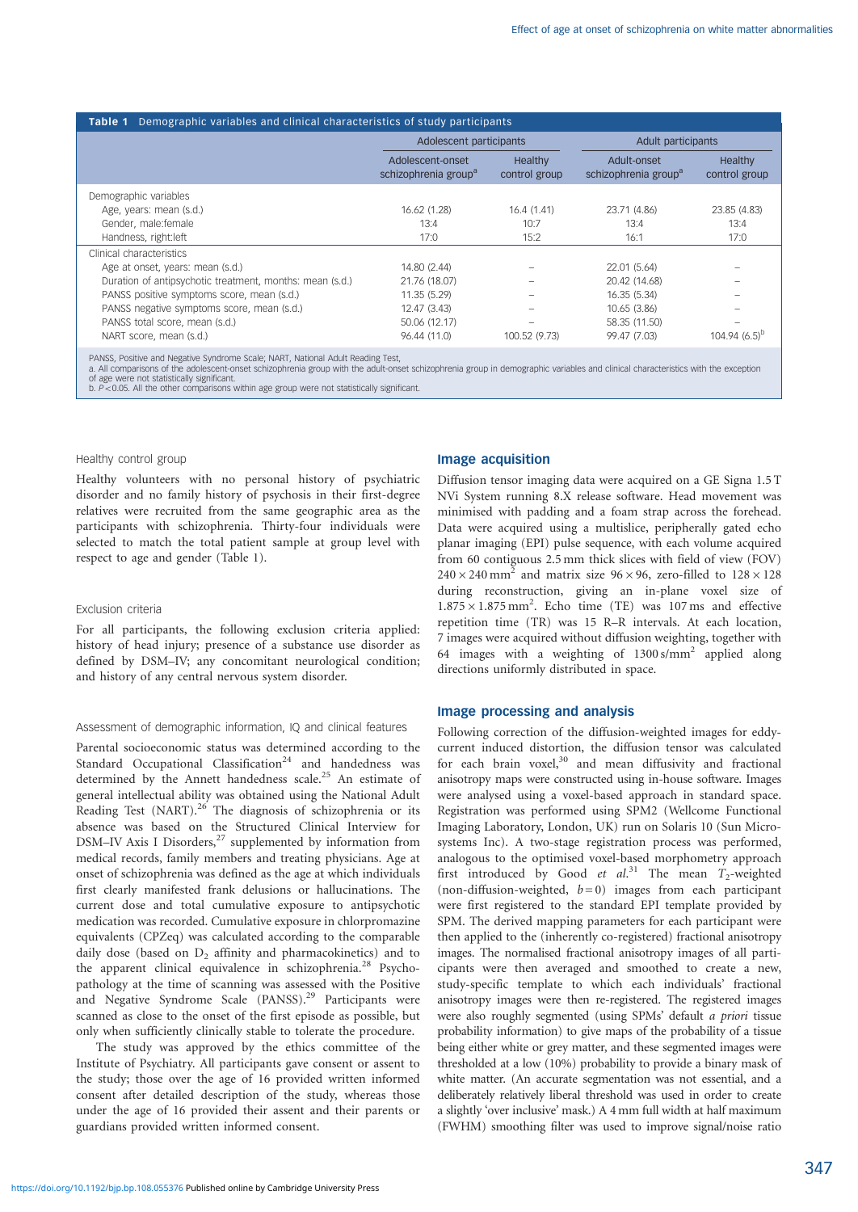**Table 1** Demographic variables and clinical characteristics of study participants

| | Adolescent participants | | Adult participants | |
|---|---|---|---|---|
| | Adolescent-onset schizophrenia group[a] | Healthy control group | Adult-onset schizophrenia group[a] | Healthy control group |
| **Demographic variables** | | | | |
| Age, years: mean (s.d.) | 16.62 (1.28) | 16.4 (1.41) | 23.71 (4.86) | 23.85 (4.83) |
| Gender, male:female | 13:4 | 10:7 | 13:4 | 13:4 |
| Handness, right:left | 17:0 | 15:2 | 16:1 | 17:0 |
| **Clinical characteristics** | | | | |
| Age at onset, years: mean (s.d.) | 14.80 (2.44) | – | 22.01 (5.64) | – |
| Duration of antipsychotic treatment, months: mean (s.d.) | 21.76 (18.07) | – | 20.42 (14.68) | – |
| PANSS positive symptoms score, mean (s.d.) | 11.35 (5.29) | – | 16.35 (5.34) | – |
| PANSS negative symptoms score, mean (s.d.) | 12.47 (3.43) | – | 10.65 (3.86) | – |
| PANSS total score, mean (s.d.) | 50.06 (12.17) | – | 58.35 (11.50) | – |
| NART score, mean (s.d.) | 96.44 (11.0) | 100.52 (9.73) | 99.47 (7.03) | 104.94 (6.5)[b] |

PANSS, Positive and Negative Syndrome Scale; NART, National Adult Reading Test.
a. All comparisons of the adolescent-onset schizophrenia group with the adult-onset schizophrenia group in demographic variables and clinical characteristics with the exception of age were not statistically significant.
b. $P<0.05$. All the other comparisons within age group were not statistically significant.

#### Healthy control group

Healthy volunteers with no personal history of psychiatric disorder and no family history of psychosis in their first-degree relatives were recruited from the same geographic area as the participants with schizophrenia. Thirty-four individuals were selected to match the total patient sample at group level with respect to age and gender (Table 1).

#### Exclusion criteria

For all participants, the following exclusion criteria applied: history of head injury; presence of a substance use disorder as defined by DSM–IV; any concomitant neurological condition; and history of any central nervous system disorder.

#### Assessment of demographic information, IQ and clinical features

Parental socioeconomic status was determined according to the Standard Occupational Classification[24] and handedness was determined by the Annett handedness scale.[25] An estimate of general intellectual ability was obtained using the National Adult Reading Test (NART).[26] The diagnosis of schizophrenia or its absence was based on the Structured Clinical Interview for DSM–IV Axis I Disorders,[27] supplemented by information from medical records, family members and treating physicians. Age at onset of schizophrenia was defined as the age at which individuals first clearly manifested frank delusions or hallucinations. The current dose and total cumulative exposure to antipsychotic medication was recorded. Cumulative exposure in chlorpromazine equivalents (CPZeq) was calculated according to the comparable daily dose (based on $D_2$ affinity and pharmacokinetics) and to the apparent clinical equivalence in schizophrenia.[28] Psychopathology at the time of scanning was assessed with the Positive and Negative Syndrome Scale (PANSS).[29] Participants were scanned as close to the onset of the first episode as possible, but only when sufficiently clinically stable to tolerate the procedure.

The study was approved by the ethics committee of the Institute of Psychiatry. All participants gave consent or assent to the study; those over the age of 16 provided written informed consent after detailed description of the study, whereas those under the age of 16 provided their assent and their parents or guardians provided written informed consent.

### Image acquisition

Diffusion tensor imaging data were acquired on a GE Signa 1.5 T NVi System running 8.X release software. Head movement was minimised with padding and a foam strap across the forehead. Data were acquired using a multislice, peripherally gated echo planar imaging (EPI) pulse sequence, with each volume acquired from 60 contiguous 2.5 mm thick slices with field of view (FOV) $240 \times 240\ \text{mm}^2$ and matrix size $96 \times 96$, zero-filled to $128 \times 128$ during reconstruction, giving an in-plane voxel size of $1.875 \times 1.875\ \text{mm}^2$. Echo time (TE) was 107 ms and effective repetition time (TR) was 15 R–R intervals. At each location, 7 images were acquired without diffusion weighting, together with 64 images with a weighting of $1300\ \text{s/mm}^2$ applied along directions uniformly distributed in space.

### Image processing and analysis

Following correction of the diffusion-weighted images for eddy-current induced distortion, the diffusion tensor was calculated for each brain voxel,[30] and mean diffusivity and fractional anisotropy maps were constructed using in-house software. Images were analysed using a voxel-based approach in standard space. Registration was performed using SPM2 (Wellcome Functional Imaging Laboratory, London, UK) run on Solaris 10 (Sun Microsystems Inc). A two-stage registration process was performed, analogous to the optimised voxel-based morphometry approach first introduced by Good *et al*.[31] The mean $T_2$-weighted (non-diffusion-weighted, $b=0$) images from each participant were first registered to the standard EPI template provided by SPM. The derived mapping parameters for each participant were then applied to the (inherently co-registered) fractional anisotropy images. The normalised fractional anisotropy images of all participants were then averaged and smoothed to create a new, study-specific template to which each individuals' fractional anisotropy images were then re-registered. The registered images were also roughly segmented (using SPMs' default *a priori* tissue probability information) to give maps of the probability of a tissue being either white or grey matter, and these segmented images were thresholded at a low (10%) probability to provide a binary mask of white matter. (An accurate segmentation was not essential, and a deliberately relatively liberal threshold was used in order to create a slightly 'over inclusive' mask.) A 4 mm full width at half maximum (FWHM) smoothing filter was used to improve signal/noise ratio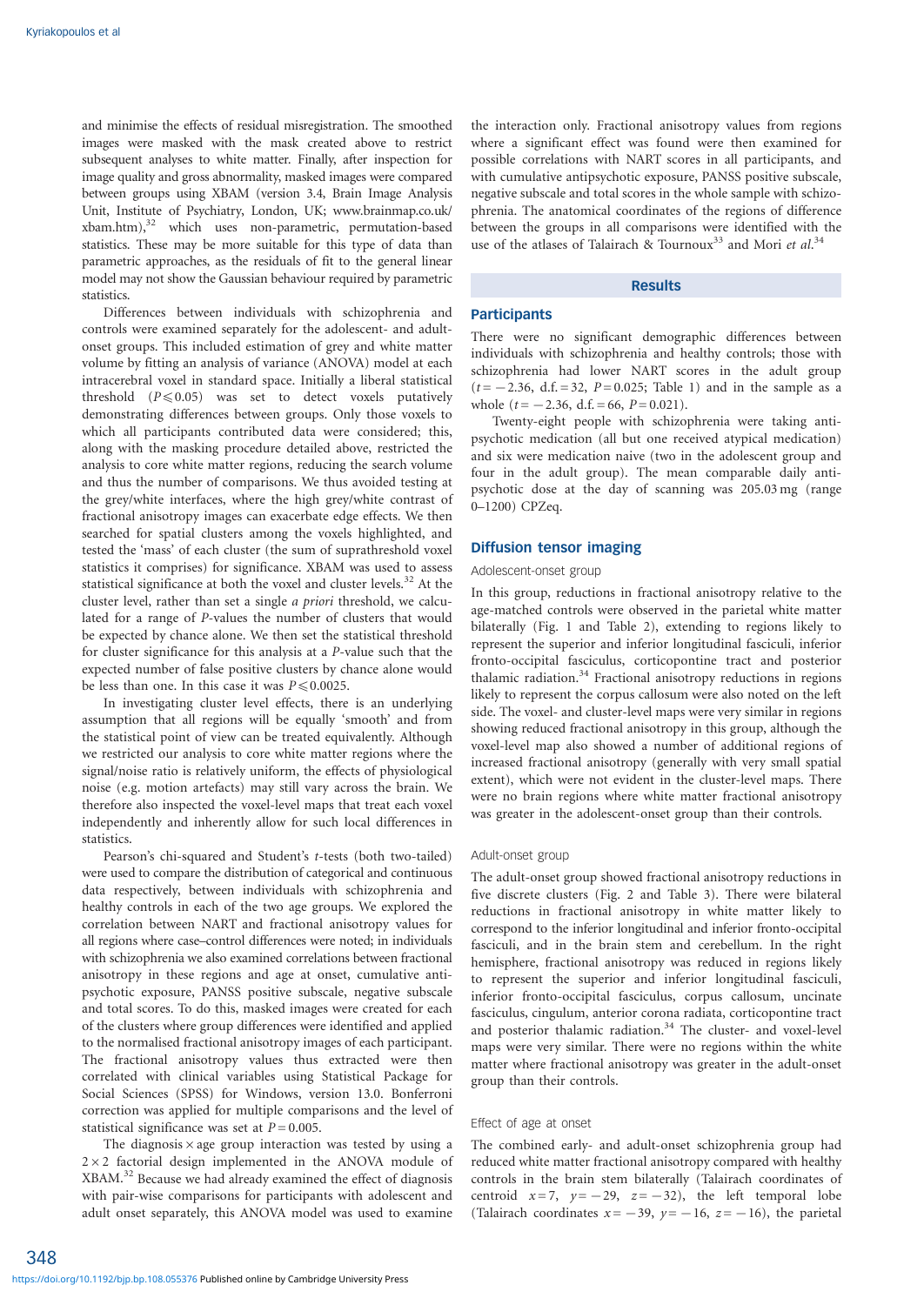and minimise the effects of residual misregistration. The smoothed images were masked with the mask created above to restrict subsequent analyses to white matter. Finally, after inspection for image quality and gross abnormality, masked images were compared between groups using XBAM (version 3.4, Brain Image Analysis Unit, Institute of Psychiatry, London, UK; www.brainmap.co.uk/xbam.htm),[32] which uses non-parametric, permutation-based statistics. These may be more suitable for this type of data than parametric approaches, as the residuals of fit to the general linear model may not show the Gaussian behaviour required by parametric statistics.

Differences between individuals with schizophrenia and controls were examined separately for the adolescent- and adult-onset groups. This included estimation of grey and white matter volume by fitting an analysis of variance (ANOVA) model at each intracerebral voxel in standard space. Initially a liberal statistical threshold ($P \leqslant 0.05$) was set to detect voxels putatively demonstrating differences between groups. Only those voxels to which all participants contributed data were considered; this, along with the masking procedure detailed above, restricted the analysis to core white matter regions, reducing the search volume and thus the number of comparisons. We thus avoided testing at the grey/white interfaces, where the high grey/white contrast of fractional anisotropy images can exacerbate edge effects. We then searched for spatial clusters among the voxels highlighted, and tested the 'mass' of each cluster (the sum of suprathreshold voxel statistics it comprises) for significance. XBAM was used to assess statistical significance at both the voxel and cluster levels.[32] At the cluster level, rather than set a single *a priori* threshold, we calculated for a range of *P*-values the number of clusters that would be expected by chance alone. We then set the statistical threshold for cluster significance for this analysis at a *P*-value such that the expected number of false positive clusters by chance alone would be less than one. In this case it was $P \leqslant 0.0025$.

In investigating cluster level effects, there is an underlying assumption that all regions will be equally 'smooth' and from the statistical point of view can be treated equivalently. Although we restricted our analysis to core white matter regions where the signal/noise ratio is relatively uniform, the effects of physiological noise (e.g. motion artefacts) may still vary across the brain. We therefore also inspected the voxel-level maps that treat each voxel independently and inherently allow for such local differences in statistics.

Pearson's chi-squared and Student's *t*-tests (both two-tailed) were used to compare the distribution of categorical and continuous data respectively, between individuals with schizophrenia and healthy controls in each of the two age groups. We explored the correlation between NART and fractional anisotropy values for all regions where case–control differences were noted; in individuals with schizophrenia we also examined correlations between fractional anisotropy in these regions and age at onset, cumulative antipsychotic exposure, PANSS positive subscale, negative subscale and total scores. To do this, masked images were created for each of the clusters where group differences were identified and applied to the normalised fractional anisotropy images of each participant. The fractional anisotropy values thus extracted were then correlated with clinical variables using Statistical Package for Social Sciences (SPSS) for Windows, version 13.0. Bonferroni correction was applied for multiple comparisons and the level of statistical significance was set at $P = 0.005$.

The diagnosis × age group interaction was tested by using a 2×2 factorial design implemented in the ANOVA module of XBAM.[32] Because we had already examined the effect of diagnosis with pair-wise comparisons for participants with adolescent and adult onset separately, this ANOVA model was used to examine the interaction only. Fractional anisotropy values from regions where a significant effect was found were then examined for possible correlations with NART scores in all participants, and with cumulative antipsychotic exposure, PANSS positive subscale, negative subscale and total scores in the whole sample with schizophrenia. The anatomical coordinates of the regions of difference between the groups in all comparisons were identified with the use of the atlases of Talairach & Tournoux[33] and Mori *et al*.[34]

## Results

### Participants

There were no significant demographic differences between individuals with schizophrenia and healthy controls; those with schizophrenia had lower NART scores in the adult group ($t = -2.36$, d.f. = 32, $P = 0.025$; Table 1) and in the sample as a whole ($t = -2.36$, d.f. = 66, $P = 0.021$).

Twenty-eight people with schizophrenia were taking antipsychotic medication (all but one received atypical medication) and six were medication naive (two in the adolescent group and four in the adult group). The mean comparable daily antipsychotic dose at the day of scanning was 205.03 mg (range 0–1200) CPZeq.

### Diffusion tensor imaging

#### Adolescent-onset group

In this group, reductions in fractional anisotropy relative to the age-matched controls were observed in the parietal white matter bilaterally (Fig. 1 and Table 2), extending to regions likely to represent the superior and inferior longitudinal fasciculi, inferior fronto-occipital fasciculus, corticopontine tract and posterior thalamic radiation.[34] Fractional anisotropy reductions in regions likely to represent the corpus callosum were also noted on the left side. The voxel- and cluster-level maps were very similar in regions showing reduced fractional anisotropy in this group, although the voxel-level map also showed a number of additional regions of increased fractional anisotropy (generally with very small spatial extent), which were not evident in the cluster-level maps. There were no brain regions where white matter fractional anisotropy was greater in the adolescent-onset group than their controls.

#### Adult-onset group

The adult-onset group showed fractional anisotropy reductions in five discrete clusters (Fig. 2 and Table 3). There were bilateral reductions in fractional anisotropy in white matter likely to correspond to the inferior longitudinal and inferior fronto-occipital fasciculi, and in the brain stem and cerebellum. In the right hemisphere, fractional anisotropy was reduced in regions likely to represent the superior and inferior longitudinal fasciculi, inferior fronto-occipital fasciculus, corpus callosum, uncinate fasciculus, cingulum, anterior corona radiata, corticopontine tract and posterior thalamic radiation.[34] The cluster- and voxel-level maps were very similar. There were no regions within the white matter where fractional anisotropy was greater in the adult-onset group than their controls.

#### Effect of age at onset

The combined early- and adult-onset schizophrenia group had reduced white matter fractional anisotropy compared with healthy controls in the brain stem bilaterally (Talairach coordinates of centroid $x = 7$, $y = -29$, $z = -32$), the left temporal lobe (Talairach coordinates $x = -39$, $y = -16$, $z = -16$), the parietal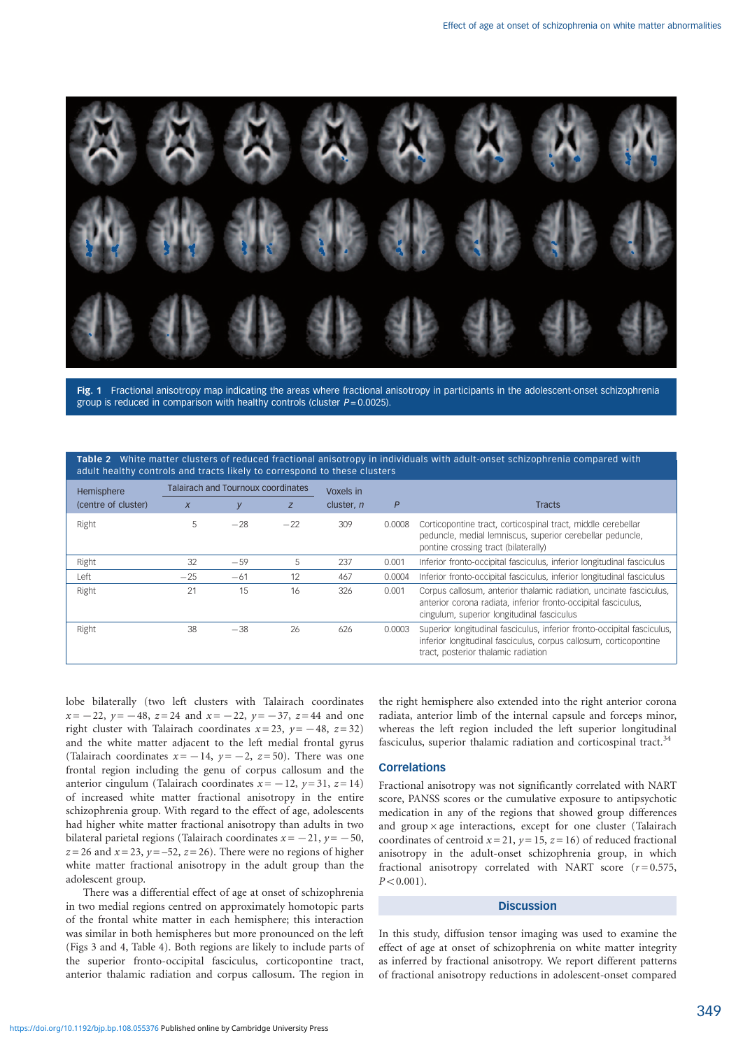Fig. 1 Fractional anisotropy map indicating the areas where fractional anisotropy in participants in the adolescent-onset schizophrenia group is reduced in comparison with healthy controls (cluster $P = 0.0025$).

**Table 2** White matter clusters of reduced fractional anisotropy in individuals with adult-onset schizophrenia compared with adult healthy controls and tracts likely to correspond to these clusters

| Hemisphere (centre of cluster) | Talairach and Tournoux coordinates | | | Voxels in cluster, *n* | *P* | Tracts |
|---|---|---|---|---|---|---|
| | *x* | *y* | *z* | | | |
| Right | 5 | −28 | −22 | 309 | 0.0008 | Corticopontine tract, corticospinal tract, middle cerebellar peduncle, medial lemniscus, superior cerebellar peduncle, pontine crossing tract (bilaterally) |
| Right | 32 | −59 | 5 | 237 | 0.001 | Inferior fronto-occipital fasciculus, inferior longitudinal fasciculus |
| Left | −25 | −61 | 12 | 467 | 0.0004 | Inferior fronto-occipital fasciculus, inferior longitudinal fasciculus |
| Right | 21 | 15 | 16 | 326 | 0.001 | Corpus callosum, anterior thalamic radiation, uncinate fasciculus, anterior corona radiata, inferior fronto-occipital fasciculus, cingulum, superior longitudinal fasciculus |
| Right | 38 | −38 | 26 | 626 | 0.0003 | Superior longitudinal fasciculus, inferior fronto-occipital fasciculus, inferior longitudinal fasciculus, corpus callosum, corticopontine tract, posterior thalamic radiation |

lobe bilaterally (two left clusters with Talairach coordinates $x = -22$, $y = -48$, $z = 24$ and $x = -22$, $y = -37$, $z = 44$ and one right cluster with Talairach coordinates $x = 23$, $y = -48$, $z = 32$) and the white matter adjacent to the left medial frontal gyrus (Talairach coordinates $x = -14$, $y = -2$, $z = 50$). There was one frontal region including the genu of corpus callosum and the anterior cingulum (Talairach coordinates $x = -12$, $y = 31$, $z = 14$) of increased white matter fractional anisotropy in the entire schizophrenia group. With regard to the effect of age, adolescents had higher white matter fractional anisotropy than adults in two bilateral parietal regions (Talairach coordinates $x = -21$, $y = -50$, $z = 26$ and $x = 23$, $y = -52$, $z = 26$). There were no regions of higher white matter fractional anisotropy in the adult group than the adolescent group.

There was a differential effect of age at onset of schizophrenia in two medial regions centred on approximately homotopic parts of the frontal white matter in each hemisphere; this interaction was similar in both hemispheres but more pronounced on the left (Figs 3 and 4, Table 4). Both regions are likely to include parts of the superior fronto-occipital fasciculus, corticopontine tract, anterior thalamic radiation and corpus callosum. The region in the right hemisphere also extended into the right anterior corona radiata, anterior limb of the internal capsule and forceps minor, whereas the left region included the left superior longitudinal fasciculus, superior thalamic radiation and corticospinal tract.[34]

## Correlations

Fractional anisotropy was not significantly correlated with NART score, PANSS scores or the cumulative exposure to antipsychotic medication in any of the regions that showed group differences and group × age interactions, except for one cluster (Talairach coordinates of centroid $x = 21$, $y = 15$, $z = 16$) of reduced fractional anisotropy in the adult-onset schizophrenia group, in which fractional anisotropy correlated with NART score ($r = 0.575$, $P < 0.001$).

## Discussion

In this study, diffusion tensor imaging was used to examine the effect of age at onset of schizophrenia on white matter integrity as inferred by fractional anisotropy. We report different patterns of fractional anisotropy reductions in adolescent-onset compared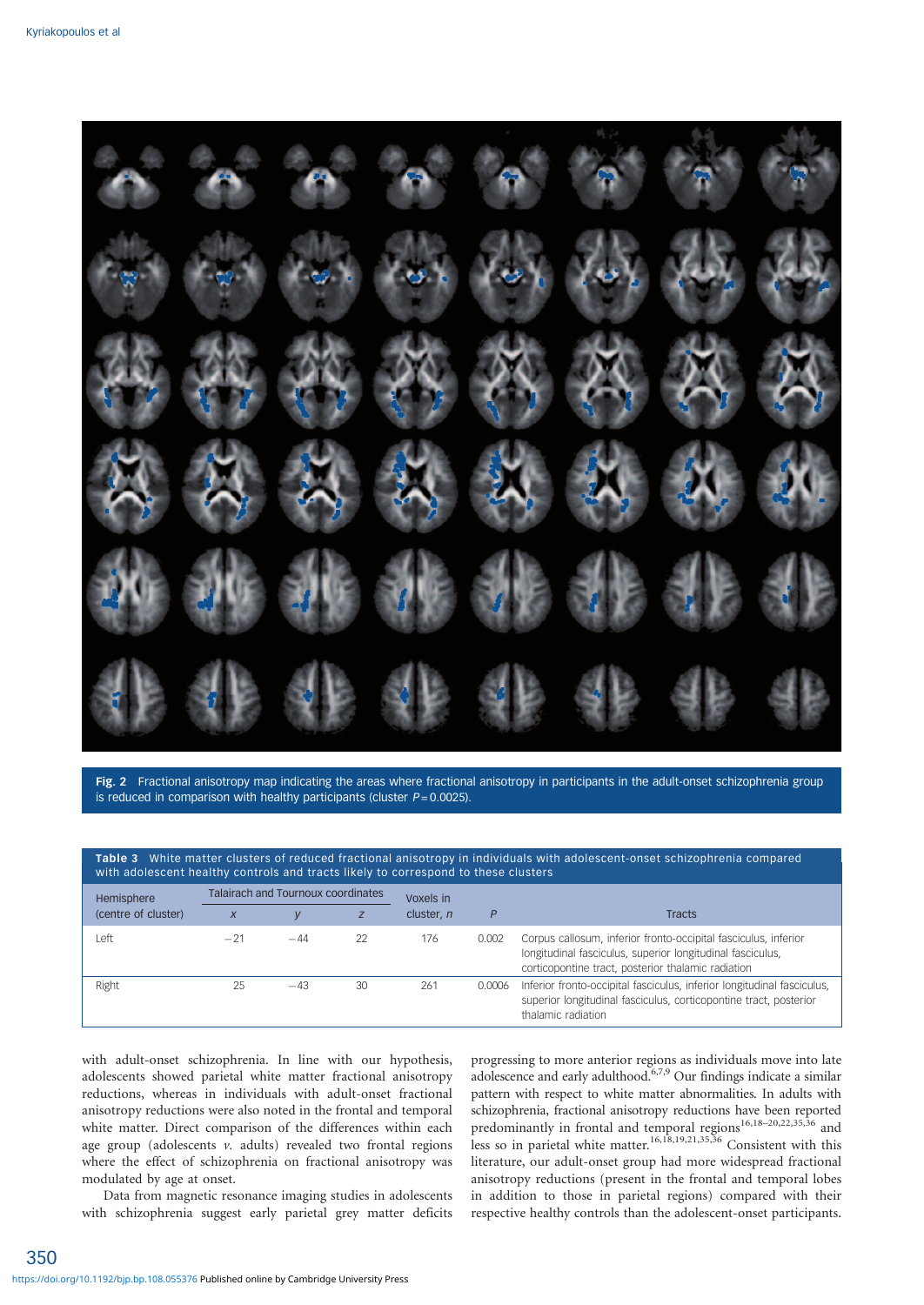Fig. 2 Fractional anisotropy map indicating the areas where fractional anisotropy in participants in the adult-onset schizophrenia group is reduced in comparison with healthy participants (cluster $P = 0.0025$).

**Table 3** White matter clusters of reduced fractional anisotropy in individuals with adolescent-onset schizophrenia compared with adolescent healthy controls and tracts likely to correspond to these clusters

| Hemisphere (centre of cluster) | Talairach and Tournoux coordinates | | | Voxels in cluster, *n* | *P* | Tracts |
|---|---|---|---|---|---|---|
| | *x* | *y* | *z* | | | |
| Left | −21 | −44 | 22 | 176 | 0.002 | Corpus callosum, inferior fronto-occipital fasciculus, inferior longitudinal fasciculus, superior longitudinal fasciculus, corticopontine tract, posterior thalamic radiation |
| Right | 25 | −43 | 30 | 261 | 0.0006 | Inferior fronto-occipital fasciculus, inferior longitudinal fasciculus, superior longitudinal fasciculus, corticopontine tract, posterior thalamic radiation |

with adult-onset schizophrenia. In line with our hypothesis, adolescents showed parietal white matter fractional anisotropy reductions, whereas in individuals with adult-onset fractional anisotropy reductions were also noted in the frontal and temporal white matter. Direct comparison of the differences within each age group (adolescents *v.* adults) revealed two frontal regions where the effect of schizophrenia on fractional anisotropy was modulated by age at onset.

Data from magnetic resonance imaging studies in adolescents with schizophrenia suggest early parietal grey matter deficits progressing to more anterior regions as individuals move into late adolescence and early adulthood.[6,7,9] Our findings indicate a similar pattern with respect to white matter abnormalities. In adults with schizophrenia, fractional anisotropy reductions have been reported predominantly in frontal and temporal regions[16,18–20,22,35,36] and less so in parietal white matter.[16,18,19,21,35,36] Consistent with this literature, our adult-onset group had more widespread fractional anisotropy reductions (present in the frontal and temporal lobes in addition to those in parietal regions) compared with their respective healthy controls than the adolescent-onset participants.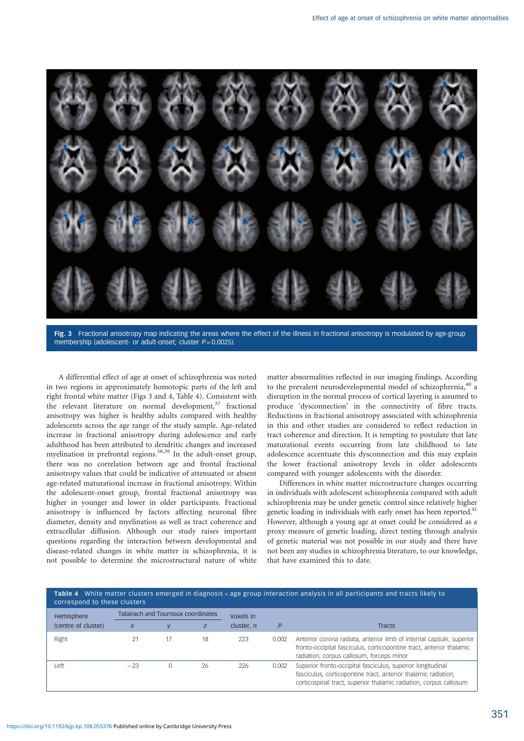Fig. 3 Fractional anisotropy map indicating the areas where the effect of the illness in fractional anisotropy is modulated by age-group membership (adolescent- or adult-onset; cluster $P = 0.0025$).

A differential effect of age at onset of schizophrenia was noted in two regions in approximately homotopic parts of the left and right frontal white matter (Figs 3 and 4, Table 4). Consistent with the relevant literature on normal development,[37] fractional anisotropy was higher is healthy adults compared with healthy adolescents across the age range of the study sample. Age-related increase in fractional anisotropy during adolescence and early adulthood has been attributed to dendritic changes and increased myelination in prefrontal regions.[38,39] In the adult-onset group, there was no correlation between age and frontal fractional anisotropy values that could be indicative of attenuated or absent age-related maturational increase in fractional anisotropy. Within the adolescent-onset group, frontal fractional anisotropy was higher in younger and lower in older participants. Fractional anisotropy is influenced by factors affecting neuronal fibre diameter, density and myelination as well as tract coherence and extracellular diffusion. Although our study raises important questions regarding the interaction between developmental and disease-related changes in white matter in schizophrenia, it is not possible to determine the microstructural nature of white matter abnormalities reflected in our imaging findings. According to the prevalent neurodevelopmental model of schizophrenia,[40] a disruption in the normal process of cortical layering is assumed to produce 'dysconnection' in the connectivity of fibre tracts. Reductions in fractional anisotropy associated with schizophrenia in this and other studies are considered to reflect reduction in tract coherence and direction. It is tempting to postulate that late maturational events occurring from late childhood to late adolescence accentuate this dysconnection and this may explain the lower fractional anisotropy levels in older adolescents compared with younger adolescents with the disorder.

Differences in white matter microstructure changes occurring in individuals with adolescent schizophrenia compared with adult schizophrenia may be under genetic control since relatively higher genetic loading in individuals with early onset has been reported.[41] However, although a young age at onset could be considered as a proxy measure of genetic loading, direct testing through analysis of genetic material was not possible in our study and there have not been any studies in schizophrenia literature, to our knowledge, that have examined this to date.

**Table 4** White matter clusters emerged in diagnosis × age group interaction analysis in all participants and tracts likely to correspond to these clusters

| Hemisphere (centre of cluster) | Talairach and Tournoux coordinates | | | Voxels in cluster, *n* | *P* | Tracts |
|---|---|---|---|---|---|---|
| | *x* | *y* | *z* | | | |
| Right | 21 | 17 | 18 | 223 | 0.002 | Anterior corona radiata, anterior limb of internal capsule, superior fronto-occipital fasciculus, corticopontine tract, anterior thalamic radiation, corpus callosum, forceps minor |
| Left | −23 | 0 | 26 | 226 | 0.002 | Superior fronto-occipital fasciculus, superior longitudinal fasciculus, corticopontine tract, anterior thalamic radiation, corticospinal tract, superior thalamic radiation, corpus callosum |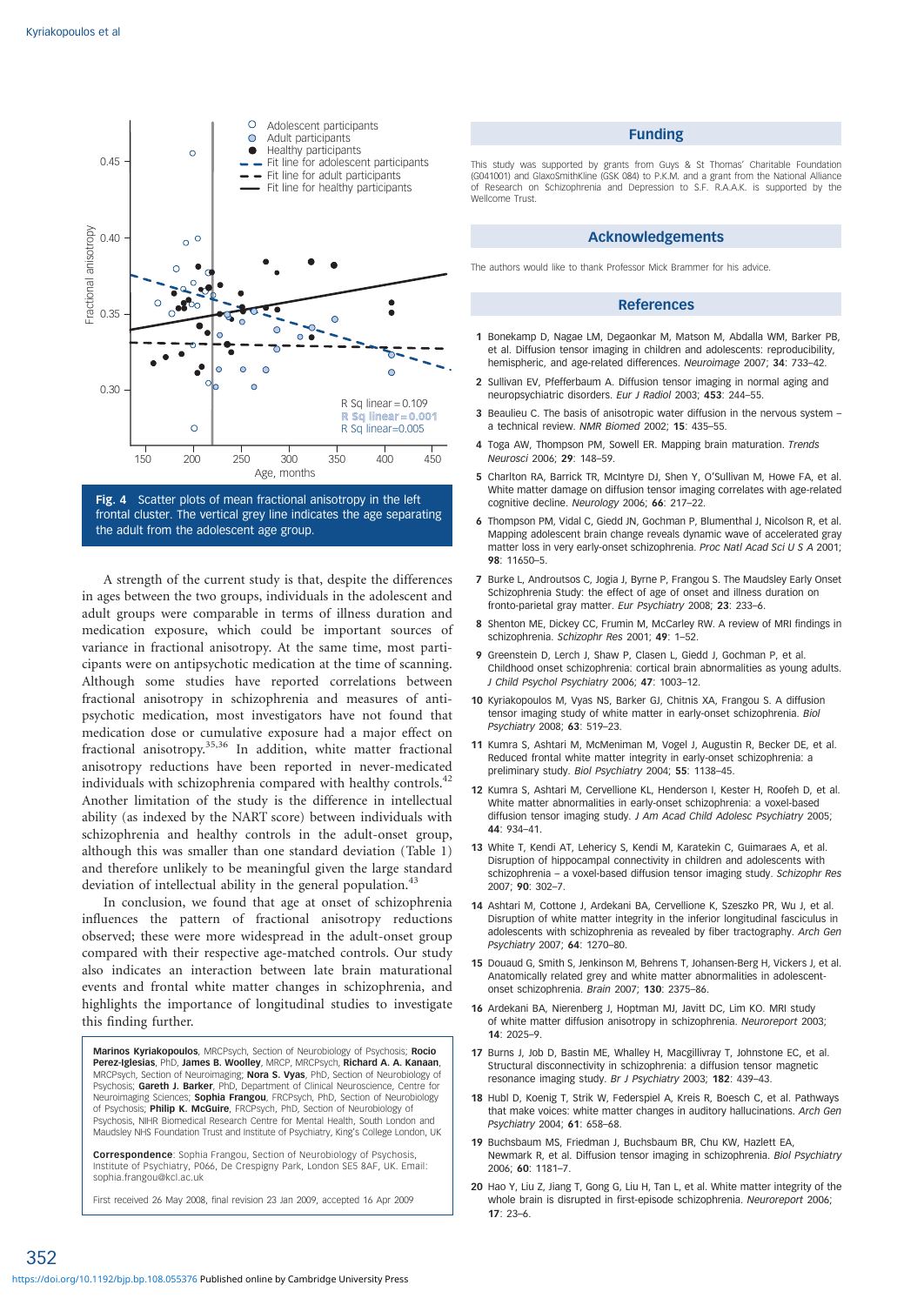Adolescent participants
Adult participants
Healthy participants
Fit line for adolescent participants
Fit line for adult participants
Fit line for healthy participants

Fractional anisotropy

0.45
0.40
0.35
0.30

R Sq linear = 0.109
R Sq linear = 0.001
R Sq linear=0.005

150 200 250 300 350 400 450

Age, months

**Fig. 4** Scatter plots of mean fractional anisotropy in the left frontal cluster. The vertical grey line indicates the age separating the adult from the adolescent age group.

A strength of the current study is that, despite the differences in ages between the two groups, individuals in the adolescent and adult groups were comparable in terms of illness duration and medication exposure, which could be important sources of variance in fractional anisotropy. At the same time, most participants were on antipsychotic medication at the time of scanning. Although some studies have reported correlations between fractional anisotropy in schizophrenia and measures of antipsychotic medication, most investigators have not found that medication dose or cumulative exposure had a major effect on fractional anisotropy.[35,36] In addition, white matter fractional anisotropy reductions have been reported in never-medicated individuals with schizophrenia compared with healthy controls.[42] Another limitation of the study is the difference in intellectual ability (as indexed by the NART score) between individuals with schizophrenia and healthy controls in the adult-onset group, although this was smaller than one standard deviation (Table 1) and therefore unlikely to be meaningful given the large standard deviation of intellectual ability in the general population.[43]

In conclusion, we found that age at onset of schizophrenia influences the pattern of fractional anisotropy reductions observed; these were more widespread in the adult-onset group compared with their respective age-matched controls. Our study also indicates an interaction between late brain maturational events and frontal white matter changes in schizophrenia, and highlights the importance of longitudinal studies to investigate this finding further.

**Marinos Kyriakopoulos**, MRCPsych, Section of Neurobiology of Psychosis; **Rocio Perez-Iglesias**, PhD, **James B. Woolley**, MRCP, MRCPsych, **Richard A. A. Kanaan**, MRCPsych, Section of Neuroimaging; **Nora S. Vyas**, PhD, Section of Neurobiology of Psychosis; **Gareth J. Barker**, PhD, Department of Clinical Neuroscience, Centre for Neuroimaging Sciences; **Sophia Frangou**, FRCPsych, PhD, Section of Neurobiology of Psychosis; **Philip K. McGuire**, FRCPsych, PhD, Section of Neurobiology of Psychosis, NIHR Biomedical Research Centre for Mental Health, South London and Maudsley NHS Foundation Trust and Institute of Psychiatry, King's College London, UK

**Correspondence**: Sophia Frangou, Section of Neurobiology of Psychosis, Institute of Psychiatry, P066, De Crespigny Park, London SE5 8AF, UK. Email: sophia.frangou@kcl.ac.uk

First received 26 May 2008, final revision 23 Jan 2009, accepted 16 Apr 2009

## Funding

This study was supported by grants from Guys & St Thomas' Charitable Foundation (G041001) and GlaxoSmithKline (GSK 084) to P.K.M. and a grant from the National Alliance of Research on Schizophrenia and Depression to S.F. R.A.A.K. is supported by the Wellcome Trust.

## Acknowledgements

The authors would like to thank Professor Mick Brammer for his advice.

## References

1 Bonekamp D, Nagae LM, Degaonkar M, Matson M, Abdalla WM, Barker PB, et al. Diffusion tensor imaging in children and adolescents: reproducibility, hemispheric, and age-related differences. *Neuroimage* 2007; **34**: 733–42.

2 Sullivan EV, Pfefferbaum A. Diffusion tensor imaging in normal aging and neuropsychiatric disorders. *Eur J Radiol* 2003; **453**: 244–55.

3 Beaulieu C. The basis of anisotropic water diffusion in the nervous system – a technical review. *NMR Biomed* 2002; **15**: 435–55.

4 Toga AW, Thompson PM, Sowell ER. Mapping brain maturation. *Trends Neurosci* 2006; **29**: 148–59.

5 Charlton RA, Barrick TR, McIntyre DJ, Shen Y, O'Sullivan M, Howe FA, et al. White matter damage on diffusion tensor imaging correlates with age-related cognitive decline. *Neurology* 2006; **66**: 217–22.

6 Thompson PM, Vidal C, Giedd JN, Gochman P, Blumenthal J, Nicolson R, et al. Mapping adolescent brain change reveals dynamic wave of accelerated gray matter loss in very early-onset schizophrenia. *Proc Natl Acad Sci U S A* 2001; **98**: 11650–5.

7 Burke L, Androutsos C, Jogia J, Byrne P, Frangou S. The Maudsley Early Onset Schizophrenia Study: the effect of age of onset and illness duration on fronto-parietal gray matter. *Eur Psychiatry* 2008; **23**: 233–6.

8 Shenton ME, Dickey CC, Frumin M, McCarley RW. A review of MRI findings in schizophrenia. *Schizophr Res* 2001; **49**: 1–52.

9 Greenstein D, Lerch J, Shaw P, Clasen L, Giedd J, Gochman P, et al. Childhood onset schizophrenia: cortical brain abnormalities as young adults. *J Child Psychol Psychiatry* 2006; **47**: 1003–12.

10 Kyriakopoulos M, Vyas NS, Barker GJ, Chitnis XA, Frangou S. A diffusion tensor imaging study of white matter in early-onset schizophrenia. *Biol Psychiatry* 2008; **63**: 519–23.

11 Kumra S, Ashtari M, McMeniman M, Vogel J, Augustin R, Becker DE, et al. Reduced frontal white matter integrity in early-onset schizophrenia: a preliminary study. *Biol Psychiatry* 2004; **55**: 1138–45.

12 Kumra S, Ashtari M, Cervellione KL, Henderson I, Kester H, Roofeh D, et al. White matter abnormalities in early-onset schizophrenia: a voxel-based diffusion tensor imaging study. *J Am Acad Child Adolesc Psychiatry* 2005; **44**: 934–41.

13 White T, Kendi AT, Lehericy S, Kendi M, Karatekin C, Guimaraes A, et al. Disruption of hippocampal connectivity in children and adolescents with schizophrenia – a voxel-based diffusion tensor imaging study. *Schizophr Res* 2007; **90**: 302–7.

14 Ashtari M, Cottone J, Ardekani BA, Cervellione K, Szeszko PR, Wu J, et al. Disruption of white matter integrity in the inferior longitudinal fasciculus in adolescents with schizophrenia as revealed by fiber tractography. *Arch Gen Psychiatry* 2007; **64**: 1270–80.

15 Douaud G, Smith S, Jenkinson M, Behrens T, Johansen-Berg H, Vickers J, et al. Anatomically related grey and white matter abnormalities in adolescent-onset schizophrenia. *Brain* 2007; **130**: 2375–86.

16 Ardekani BA, Nierenberg J, Hoptman MJ, Javitt DC, Lim KO. MRI study of white matter diffusion anisotropy in schizophrenia. *Neuroreport* 2003; **14**: 2025–9.

17 Burns J, Job D, Bastin ME, Whalley H, Macgillivray T, Johnstone EC, et al. Structural disconnectivity in schizophrenia: a diffusion tensor magnetic resonance imaging study. *Br J Psychiatry* 2003; **182**: 439–43.

18 Hubl D, Koenig T, Strik W, Federspiel A, Kreis R, Boesch C, et al. Pathways that make voices: white matter changes in auditory hallucinations. *Arch Gen Psychiatry* 2004; **61**: 658–68.

19 Buchsbaum MS, Friedman J, Buchsbaum BR, Chu KW, Hazlett EA, Newmark R, et al. Diffusion tensor imaging in schizophrenia. *Biol Psychiatry* 2006; **60**: 1181–7.

20 Hao Y, Liu Z, Jiang T, Gong G, Liu H, Tan L, et al. White matter integrity of the whole brain is disrupted in first-episode schizophrenia. *Neuroreport* 2006; **17**: 23–6.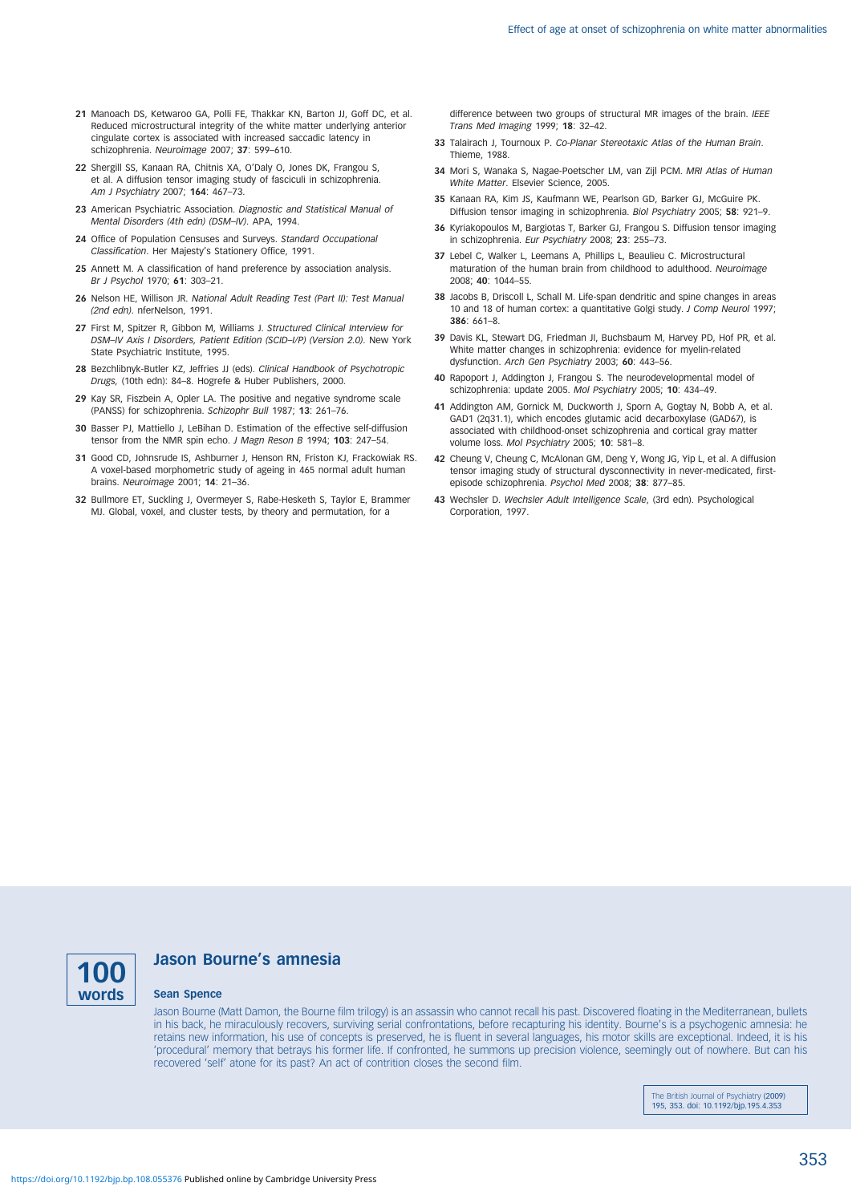21 Manoach DS, Ketwaroo GA, Polli FE, Thakkar KN, Barton JJ, Goff DC, et al. Reduced microstructural integrity of the white matter underlying anterior cingulate cortex is associated with increased saccadic latency in schizophrenia. *Neuroimage* 2007; **37**: 599–610.

22 Shergill SS, Kanaan RA, Chitnis XA, O'Daly O, Jones DK, Frangou S, et al. A diffusion tensor imaging study of fasciculi in schizophrenia. *Am J Psychiatry* 2007; **164**: 467–73.

23 American Psychiatric Association. *Diagnostic and Statistical Manual of Mental Disorders (4th edn) (DSM–IV)*. APA, 1994.

24 Office of Population Censuses and Surveys. *Standard Occupational Classification*. Her Majesty's Stationery Office, 1991.

25 Annett M. A classification of hand preference by association analysis. *Br J Psychol* 1970; **61**: 303–21.

26 Nelson HE, Willison JR. *National Adult Reading Test (Part II): Test Manual (2nd edn)*. nferNelson, 1991.

27 First M, Spitzer R, Gibbon M, Williams J. *Structured Clinical Interview for DSM–IV Axis I Disorders, Patient Edition (SCID–I/P) (Version 2.0)*. New York State Psychiatric Institute, 1995.

28 Bezchlibnyk-Butler KZ, Jeffries JJ (eds). *Clinical Handbook of Psychotropic Drugs,* (10th edn): 84–8. Hogrefe & Huber Publishers, 2000.

29 Kay SR, Fiszbein A, Opler LA. The positive and negative syndrome scale (PANSS) for schizophrenia. *Schizophr Bull* 1987; **13**: 261–76.

30 Basser PJ, Mattiello J, LeBihan D. Estimation of the effective self-diffusion tensor from the NMR spin echo. *J Magn Reson B* 1994; **103**: 247–54.

31 Good CD, Johnsrude IS, Ashburner J, Henson RN, Friston KJ, Frackowiak RS. A voxel-based morphometric study of ageing in 465 normal adult human brains. *Neuroimage* 2001; **14**: 21–36.

32 Bullmore ET, Suckling J, Overmeyer S, Rabe-Hesketh S, Taylor E, Brammer MJ. Global, voxel, and cluster tests, by theory and permutation, for a difference between two groups of structural MR images of the brain. *IEEE Trans Med Imaging* 1999; **18**: 32–42.

33 Talairach J, Tournoux P. *Co-Planar Stereotaxic Atlas of the Human Brain*. Thieme, 1988.

34 Mori S, Wanaka S, Nagae-Poetscher LM, van Zijl PCM. *MRI Atlas of Human White Matter*. Elsevier Science, 2005.

35 Kanaan RA, Kim JS, Kaufmann WE, Pearlson GD, Barker GJ, McGuire PK. Diffusion tensor imaging in schizophrenia. *Biol Psychiatry* 2005; **58**: 921–9.

36 Kyriakopoulos M, Bargiotas T, Barker GJ, Frangou S. Diffusion tensor imaging in schizophrenia. *Eur Psychiatry* 2008; **23**: 255–73.

37 Lebel C, Walker L, Leemans A, Phillips L, Beaulieu C. Microstructural maturation of the human brain from childhood to adulthood. *Neuroimage* 2008; **40**: 1044–55.

38 Jacobs B, Driscoll L, Schall M. Life-span dendritic and spine changes in areas 10 and 18 of human cortex: a quantitative Golgi study. *J Comp Neurol* 1997; **386**: 661–8.

39 Davis KL, Stewart DG, Friedman JI, Buchsbaum M, Harvey PD, Hof PR, et al. White matter changes in schizophrenia: evidence for myelin-related dysfunction. *Arch Gen Psychiatry* 2003; **60**: 443–56.

40 Rapoport J, Addington J, Frangou S. The neurodevelopmental model of schizophrenia: update 2005. *Mol Psychiatry* 2005; **10**: 434–49.

41 Addington AM, Gornick M, Duckworth J, Sporn A, Gogtay N, Bobb A, et al. GAD1 (2q31.1), which encodes glutamic acid decarboxylase (GAD67), is associated with childhood-onset schizophrenia and cortical gray matter volume loss. *Mol Psychiatry* 2005; **10**: 581–8.

42 Cheung V, Cheung C, McAlonan GM, Deng Y, Wong JG, Yip L, et al. A diffusion tensor imaging study of structural dysconnectivity in never-medicated, first-episode schizophrenia. *Psychol Med* 2008; **38**: 877–85.

43 Wechsler D. *Wechsler Adult Intelligence Scale*, (3rd edn). Psychological Corporation, 1997.

**100 words**

## Jason Bourne's amnesia

**Sean Spence**

Jason Bourne (Matt Damon, the Bourne film trilogy) is an assassin who cannot recall his past. Discovered floating in the Mediterranean, bullets in his back, he miraculously recovers, surviving serial confrontations, before recapturing his identity. Bourne's is a psychogenic amnesia: he retains new information, his use of concepts is preserved, he is fluent in several languages, his motor skills are exceptional. Indeed, it is his 'procedural' memory that betrays his former life. If confronted, he summons up precision violence, seemingly out of nowhere. But can his recovered 'self' atone for its past? An act of contrition closes the second film.

The British Journal of Psychiatry (2009) 195, 353. doi: 10.1192/bjp.195.4.353